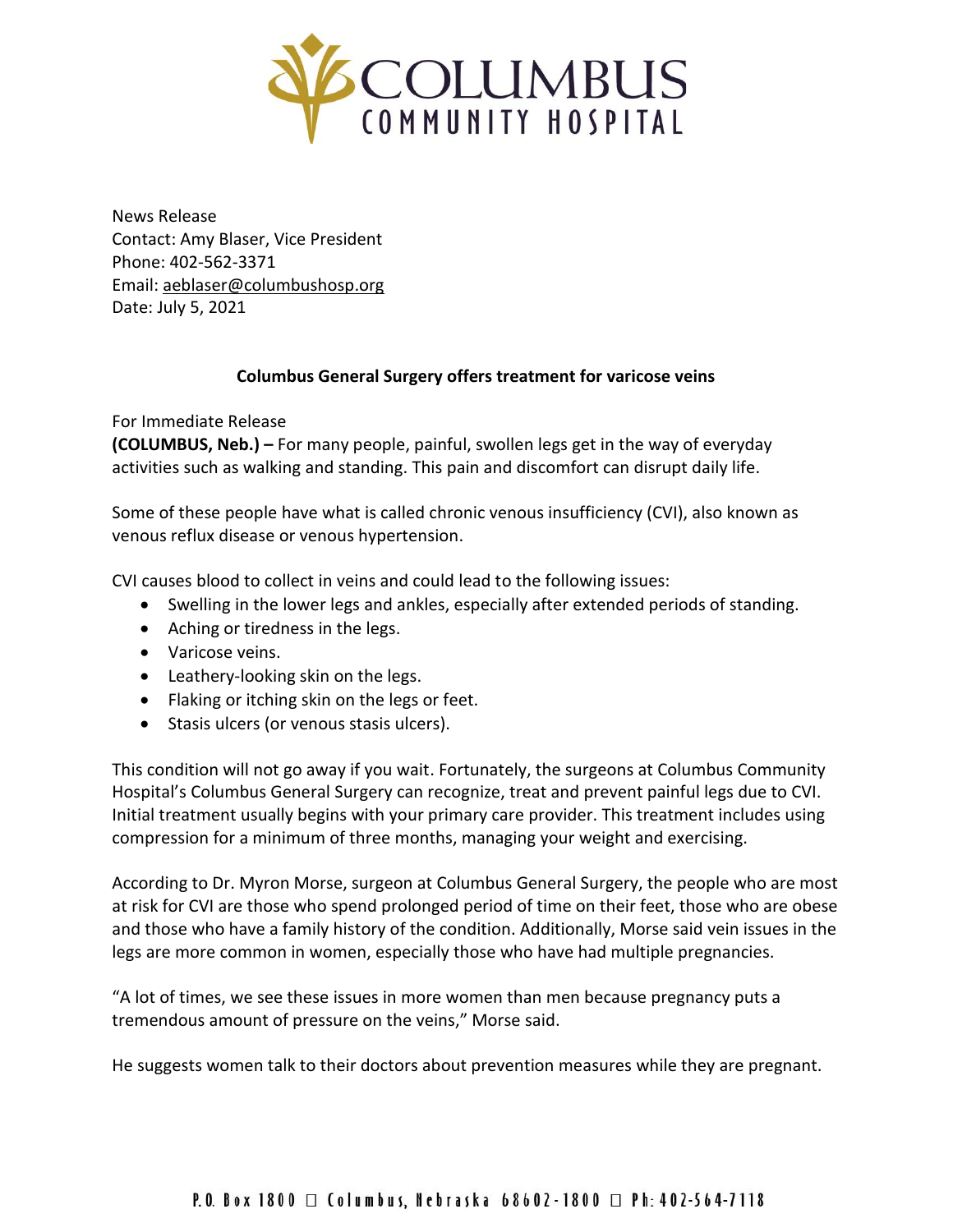# COLUMBUS COMMUNITY HOSPITAL

News Release
Contact: Amy Blaser, Vice President
Phone: 402-562-3371
Email: aeblaser@columbushosp.org
Date: July 5, 2021

## Columbus General Surgery offers treatment for varicose veins

For Immediate Release
**(COLUMBUS, Neb.) –** For many people, painful, swollen legs get in the way of everyday activities such as walking and standing. This pain and discomfort can disrupt daily life.

Some of these people have what is called chronic venous insufficiency (CVI), also known as venous reflux disease or venous hypertension.

CVI causes blood to collect in veins and could lead to the following issues:

- Swelling in the lower legs and ankles, especially after extended periods of standing.
- Aching or tiredness in the legs.
- Varicose veins.
- Leathery-looking skin on the legs.
- Flaking or itching skin on the legs or feet.
- Stasis ulcers (or venous stasis ulcers).

This condition will not go away if you wait. Fortunately, the surgeons at Columbus Community Hospital's Columbus General Surgery can recognize, treat and prevent painful legs due to CVI. Initial treatment usually begins with your primary care provider. This treatment includes using compression for a minimum of three months, managing your weight and exercising.

According to Dr. Myron Morse, surgeon at Columbus General Surgery, the people who are most at risk for CVI are those who spend prolonged period of time on their feet, those who are obese and those who have a family history of the condition. Additionally, Morse said vein issues in the legs are more common in women, especially those who have had multiple pregnancies.

"A lot of times, we see these issues in more women than men because pregnancy puts a tremendous amount of pressure on the veins," Morse said.

He suggests women talk to their doctors about prevention measures while they are pregnant.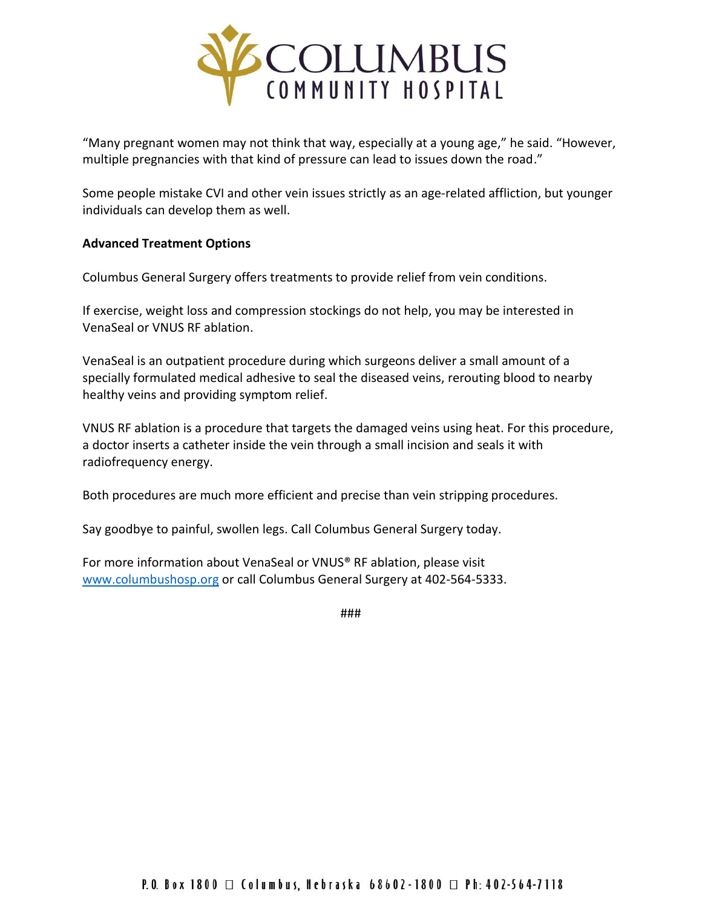"Many pregnant women may not think that way, especially at a young age," he said. "However, multiple pregnancies with that kind of pressure can lead to issues down the road."

Some people mistake CVI and other vein issues strictly as an age-related affliction, but younger individuals can develop them as well.

**Advanced Treatment Options**

Columbus General Surgery offers treatments to provide relief from vein conditions.

If exercise, weight loss and compression stockings do not help, you may be interested in VenaSeal or VNUS RF ablation.

VenaSeal is an outpatient procedure during which surgeons deliver a small amount of a specially formulated medical adhesive to seal the diseased veins, rerouting blood to nearby healthy veins and providing symptom relief.

VNUS RF ablation is a procedure that targets the damaged veins using heat. For this procedure, a doctor inserts a catheter inside the vein through a small incision and seals it with radiofrequency energy.

Both procedures are much more efficient and precise than vein stripping procedures.

Say goodbye to painful, swollen legs. Call Columbus General Surgery today.

For more information about VenaSeal or VNUS® RF ablation, please visit www.columbushosp.org or call Columbus General Surgery at 402-564-5333.

###